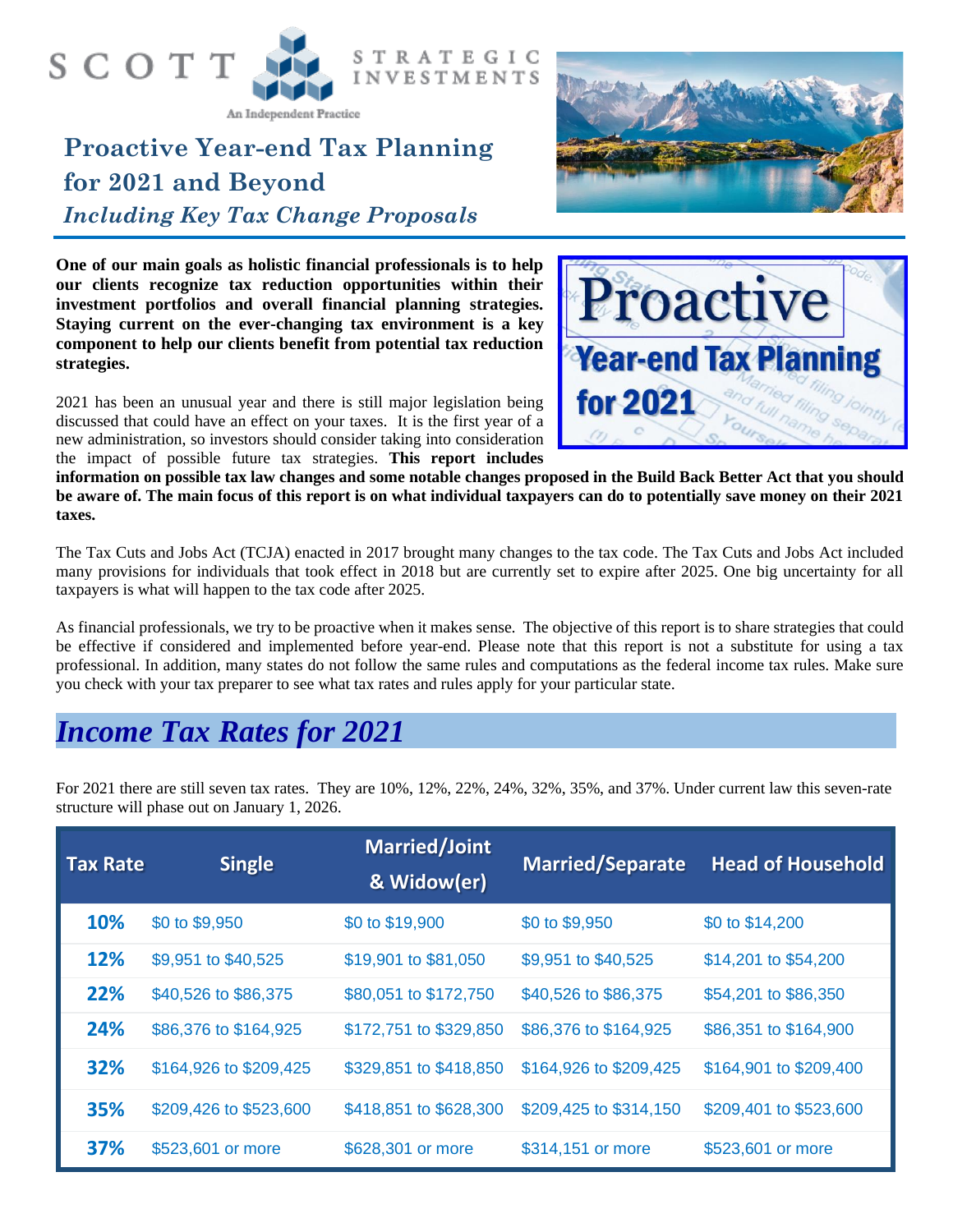SCOTT STRATEGIC INVESTMENTS

An Independent Practice

# Proactive Year-end Tax Planning for 2021 and Beyond

*Including Key Tax Change Proposals*

Proactive Year-end Tax Planning for 2021

**One of our main goals as holistic financial professionals is to help our clients recognize tax reduction opportunities within their investment portfolios and overall financial planning strategies. Staying current on the ever-changing tax environment is a key component to help our clients benefit from potential tax reduction strategies.**

2021 has been an unusual year and there is still major legislation being discussed that could have an effect on your taxes. It is the first year of a new administration, so investors should consider taking into consideration the impact of possible future tax strategies. **This report includes information on possible tax law changes and some notable changes proposed in the Build Back Better Act that you should be aware of. The main focus of this report is on what individual taxpayers can do to potentially save money on their 2021 taxes.**

The Tax Cuts and Jobs Act (TCJA) enacted in 2017 brought many changes to the tax code. The Tax Cuts and Jobs Act included many provisions for individuals that took effect in 2018 but are currently set to expire after 2025. One big uncertainty for all taxpayers is what will happen to the tax code after 2025.

As financial professionals, we try to be proactive when it makes sense. The objective of this report is to share strategies that could be effective if considered and implemented before year-end. Please note that this report is not a substitute for using a tax professional. In addition, many states do not follow the same rules and computations as the federal income tax rules. Make sure you check with your tax preparer to see what tax rates and rules apply for your particular state.

## *Income Tax Rates for 2021*

For 2021 there are still seven tax rates. They are 10%, 12%, 22%, 24%, 32%, 35%, and 37%. Under current law this seven-rate structure will phase out on January 1, 2026.

| Tax Rate | Single | Married/Joint & Widow(er) | Married/Separate | Head of Household |
|---|---|---|---|---|
| 10% | $0 to $9,950 | $0 to $19,900 | $0 to $9,950 | $0 to $14,200 |
| 12% | $9,951 to $40,525 | $19,901 to $81,050 | $9,951 to $40,525 | $14,201 to $54,200 |
| 22% | $40,526 to $86,375 | $80,051 to $172,750 | $40,526 to $86,375 | $54,201 to $86,350 |
| 24% | $86,376 to $164,925 | $172,751 to $329,850 | $86,376 to $164,925 | $86,351 to $164,900 |
| 32% | $164,926 to $209,425 | $329,851 to $418,850 | $164,926 to $209,425 | $164,901 to $209,400 |
| 35% | $209,426 to $523,600 | $418,851 to $628,300 | $209,425 to $314,150 | $209,401 to $523,600 |
| 37% | $523,601 or more | $628,301 or more | $314,151 or more | $523,601 or more |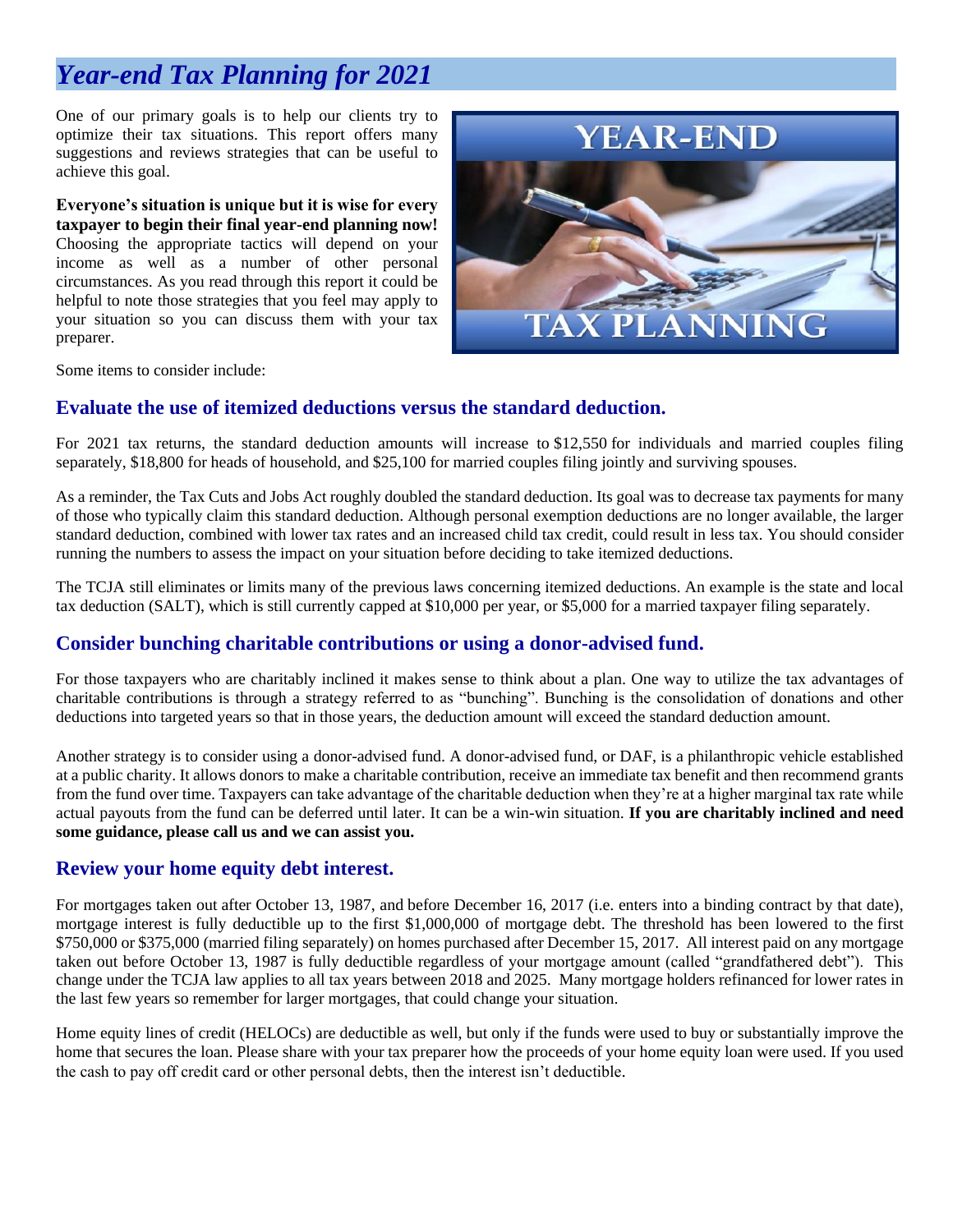# *Year-end Tax Planning for 2021*

One of our primary goals is to help our clients try to optimize their tax situations. This report offers many suggestions and reviews strategies that can be useful to achieve this goal.

**Everyone's situation is unique but it is wise for every taxpayer to begin their final year-end planning now!** Choosing the appropriate tactics will depend on your income as well as a number of other personal circumstances. As you read through this report it could be helpful to note those strategies that you feel may apply to your situation so you can discuss them with your tax preparer.

Some items to consider include:

## Evaluate the use of itemized deductions versus the standard deduction.

For 2021 tax returns, the standard deduction amounts will increase to $12,550 for individuals and married couples filing separately, $18,800 for heads of household, and $25,100 for married couples filing jointly and surviving spouses.

As a reminder, the Tax Cuts and Jobs Act roughly doubled the standard deduction. Its goal was to decrease tax payments for many of those who typically claim this standard deduction. Although personal exemption deductions are no longer available, the larger standard deduction, combined with lower tax rates and an increased child tax credit, could result in less tax. You should consider running the numbers to assess the impact on your situation before deciding to take itemized deductions.

The TCJA still eliminates or limits many of the previous laws concerning itemized deductions. An example is the state and local tax deduction (SALT), which is still currently capped at $10,000 per year, or $5,000 for a married taxpayer filing separately.

## Consider bunching charitable contributions or using a donor-advised fund.

For those taxpayers who are charitably inclined it makes sense to think about a plan. One way to utilize the tax advantages of charitable contributions is through a strategy referred to as "bunching". Bunching is the consolidation of donations and other deductions into targeted years so that in those years, the deduction amount will exceed the standard deduction amount.

Another strategy is to consider using a donor-advised fund. A donor-advised fund, or DAF, is a philanthropic vehicle established at a public charity. It allows donors to make a charitable contribution, receive an immediate tax benefit and then recommend grants from the fund over time. Taxpayers can take advantage of the charitable deduction when they're at a higher marginal tax rate while actual payouts from the fund can be deferred until later. It can be a win-win situation. **If you are charitably inclined and need some guidance, please call us and we can assist you.**

## Review your home equity debt interest.

For mortgages taken out after October 13, 1987, and before December 16, 2017 (i.e. enters into a binding contract by that date), mortgage interest is fully deductible up to the first $1,000,000 of mortgage debt. The threshold has been lowered to the first $750,000 or $375,000 (married filing separately) on homes purchased after December 15, 2017. All interest paid on any mortgage taken out before October 13, 1987 is fully deductible regardless of your mortgage amount (called "grandfathered debt"). This change under the TCJA law applies to all tax years between 2018 and 2025. Many mortgage holders refinanced for lower rates in the last few years so remember for larger mortgages, that could change your situation.

Home equity lines of credit (HELOCs) are deductible as well, but only if the funds were used to buy or substantially improve the home that secures the loan. Please share with your tax preparer how the proceeds of your home equity loan were used. If you used the cash to pay off credit card or other personal debts, then the interest isn't deductible.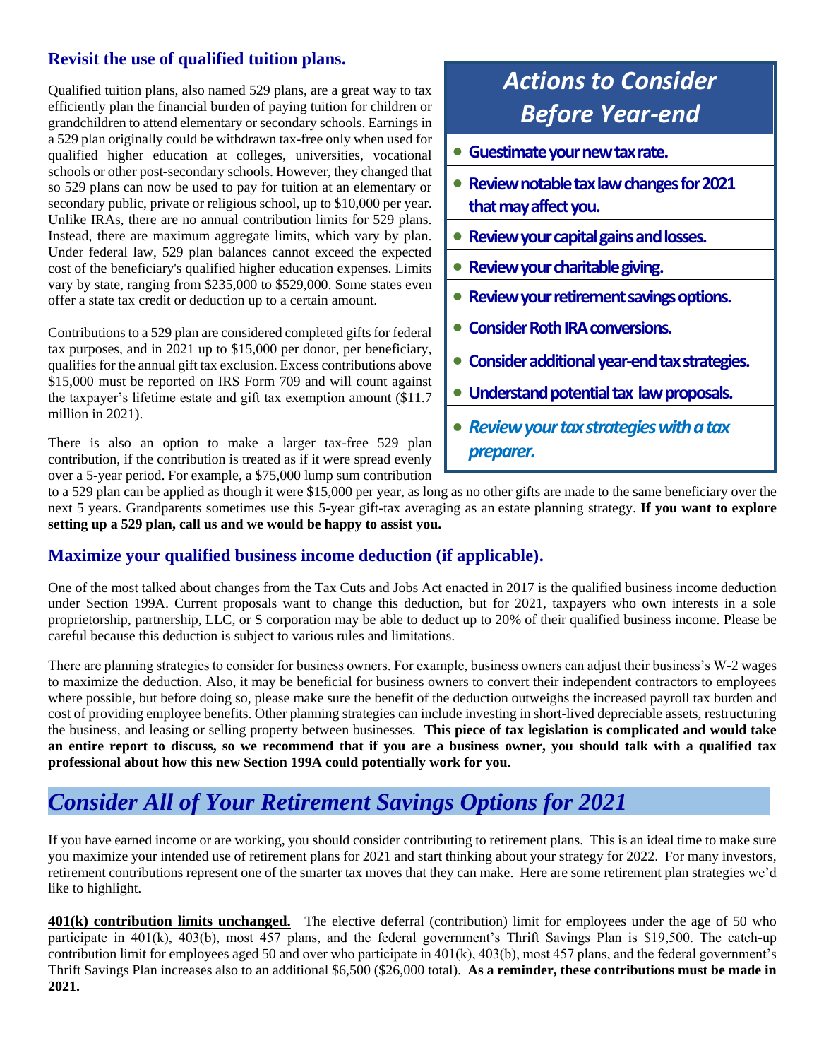### Revisit the use of qualified tuition plans.

Qualified tuition plans, also named 529 plans, are a great way to tax efficiently plan the financial burden of paying tuition for children or grandchildren to attend elementary or secondary schools. Earnings in a 529 plan originally could be withdrawn tax-free only when used for qualified higher education at colleges, universities, vocational schools or other post-secondary schools. However, they changed that so 529 plans can now be used to pay for tuition at an elementary or secondary public, private or religious school, up to $10,000 per year. Unlike IRAs, there are no annual contribution limits for 529 plans. Instead, there are maximum aggregate limits, which vary by plan. Under federal law, 529 plan balances cannot exceed the expected cost of the beneficiary's qualified higher education expenses. Limits vary by state, ranging from $235,000 to $529,000. Some states even offer a state tax credit or deduction up to a certain amount.

Contributions to a 529 plan are considered completed gifts for federal tax purposes, and in 2021 up to $15,000 per donor, per beneficiary, qualifies for the annual gift tax exclusion. Excess contributions above $15,000 must be reported on IRS Form 709 and will count against the taxpayer's lifetime estate and gift tax exemption amount ($11.7 million in 2021).

There is also an option to make a larger tax-free 529 plan contribution, if the contribution is treated as if it were spread evenly over a 5-year period. For example, a $75,000 lump sum contribution to a 529 plan can be applied as though it were $15,000 per year, as long as no other gifts are made to the same beneficiary over the next 5 years. Grandparents sometimes use this 5-year gift-tax averaging as an estate planning strategy. **If you want to explore setting up a 529 plan, call us and we would be happy to assist you.**

> ## *Actions to Consider Before Year-end*
>
> - **Guestimate your new tax rate.**
> - **Review notable tax law changes for 2021 that may affect you.**
> - **Review your capital gains and losses.**
> - **Review your charitable giving.**
> - **Review your retirement savings options.**
> - **Consider Roth IRA conversions.**
> - **Consider additional year-end tax strategies.**
> - **Understand potential tax law proposals.**
> - ***Review your tax strategies with a tax preparer.***

### Maximize your qualified business income deduction (if applicable).

One of the most talked about changes from the Tax Cuts and Jobs Act enacted in 2017 is the qualified business income deduction under Section 199A. Current proposals want to change this deduction, but for 2021, taxpayers who own interests in a sole proprietorship, partnership, LLC, or S corporation may be able to deduct up to 20% of their qualified business income. Please be careful because this deduction is subject to various rules and limitations.

There are planning strategies to consider for business owners. For example, business owners can adjust their business's W-2 wages to maximize the deduction. Also, it may be beneficial for business owners to convert their independent contractors to employees where possible, but before doing so, please make sure the benefit of the deduction outweighs the increased payroll tax burden and cost of providing employee benefits. Other planning strategies can include investing in short-lived depreciable assets, restructuring the business, and leasing or selling property between businesses. **This piece of tax legislation is complicated and would take an entire report to discuss, so we recommend that if you are a business owner, you should talk with a qualified tax professional about how this new Section 199A could potentially work for you.**

## *Consider All of Your Retirement Savings Options for 2021*

If you have earned income or are working, you should consider contributing to retirement plans. This is an ideal time to make sure you maximize your intended use of retirement plans for 2021 and start thinking about your strategy for 2022. For many investors, retirement contributions represent one of the smarter tax moves that they can make. Here are some retirement plan strategies we'd like to highlight.

**401(k) contribution limits unchanged.** The elective deferral (contribution) limit for employees under the age of 50 who participate in 401(k), 403(b), most 457 plans, and the federal government's Thrift Savings Plan is $19,500. The catch-up contribution limit for employees aged 50 and over who participate in 401(k), 403(b), most 457 plans, and the federal government's Thrift Savings Plan increases also to an additional $6,500 ($26,000 total). **As a reminder, these contributions must be made in 2021.**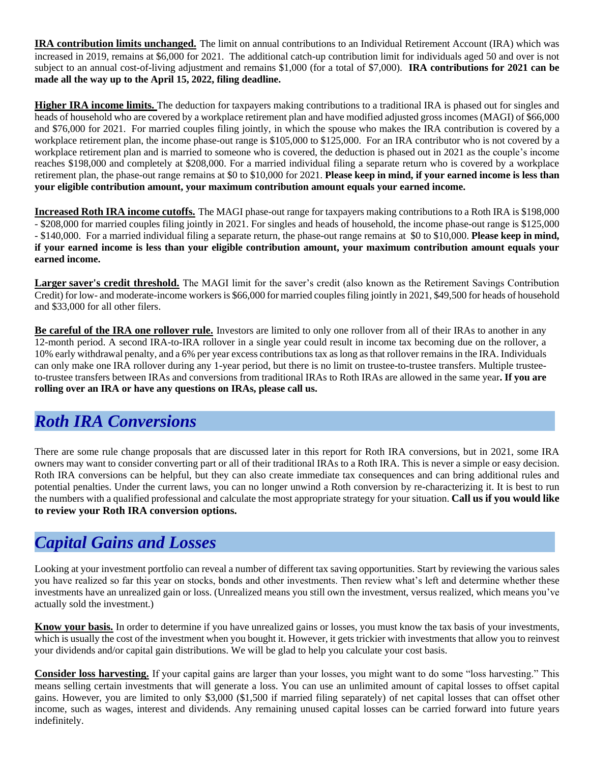**IRA contribution limits unchanged.** The limit on annual contributions to an Individual Retirement Account (IRA) which was increased in 2019, remains at $6,000 for 2021. The additional catch-up contribution limit for individuals aged 50 and over is not subject to an annual cost-of-living adjustment and remains $1,000 (for a total of $7,000). **IRA contributions for 2021 can be made all the way up to the April 15, 2022, filing deadline.**

**Higher IRA income limits.** The deduction for taxpayers making contributions to a traditional IRA is phased out for singles and heads of household who are covered by a workplace retirement plan and have modified adjusted gross incomes (MAGI) of $66,000 and $76,000 for 2021. For married couples filing jointly, in which the spouse who makes the IRA contribution is covered by a workplace retirement plan, the income phase-out range is $105,000 to $125,000. For an IRA contributor who is not covered by a workplace retirement plan and is married to someone who is covered, the deduction is phased out in 2021 as the couple's income reaches $198,000 and completely at $208,000. For a married individual filing a separate return who is covered by a workplace retirement plan, the phase-out range remains at $0 to $10,000 for 2021. **Please keep in mind, if your earned income is less than your eligible contribution amount, your maximum contribution amount equals your earned income.**

**Increased Roth IRA income cutoffs.** The MAGI phase-out range for taxpayers making contributions to a Roth IRA is $198,000 - $208,000 for married couples filing jointly in 2021. For singles and heads of household, the income phase-out range is $125,000 - $140,000. For a married individual filing a separate return, the phase-out range remains at $0 to $10,000. **Please keep in mind, if your earned income is less than your eligible contribution amount, your maximum contribution amount equals your earned income.**

**Larger saver's credit threshold.** The MAGI limit for the saver's credit (also known as the Retirement Savings Contribution Credit) for low- and moderate-income workers is $66,000 for married couples filing jointly in 2021, $49,500 for heads of household and $33,000 for all other filers.

**Be careful of the IRA one rollover rule.** Investors are limited to only one rollover from all of their IRAs to another in any 12-month period. A second IRA-to-IRA rollover in a single year could result in income tax becoming due on the rollover, a 10% early withdrawal penalty, and a 6% per year excess contributions tax as long as that rollover remains in the IRA. Individuals can only make one IRA rollover during any 1-year period, but there is no limit on trustee-to-trustee transfers. Multiple trustee-to-trustee transfers between IRAs and conversions from traditional IRAs to Roth IRAs are allowed in the same year**. If you are rolling over an IRA or have any questions on IRAs, please call us.**

## *Roth IRA Conversions*

There are some rule change proposals that are discussed later in this report for Roth IRA conversions, but in 2021, some IRA owners may want to consider converting part or all of their traditional IRAs to a Roth IRA. This is never a simple or easy decision. Roth IRA conversions can be helpful, but they can also create immediate tax consequences and can bring additional rules and potential penalties. Under the current laws, you can no longer unwind a Roth conversion by re-characterizing it. It is best to run the numbers with a qualified professional and calculate the most appropriate strategy for your situation. **Call us if you would like to review your Roth IRA conversion options.**

## *Capital Gains and Losses*

Looking at your investment portfolio can reveal a number of different tax saving opportunities. Start by reviewing the various sales you have realized so far this year on stocks, bonds and other investments. Then review what's left and determine whether these investments have an unrealized gain or loss. (Unrealized means you still own the investment, versus realized, which means you've actually sold the investment.)

**Know your basis.** In order to determine if you have unrealized gains or losses, you must know the tax basis of your investments, which is usually the cost of the investment when you bought it. However, it gets trickier with investments that allow you to reinvest your dividends and/or capital gain distributions. We will be glad to help you calculate your cost basis.

**Consider loss harvesting.** If your capital gains are larger than your losses, you might want to do some "loss harvesting." This means selling certain investments that will generate a loss. You can use an unlimited amount of capital losses to offset capital gains. However, you are limited to only $3,000 ($1,500 if married filing separately) of net capital losses that can offset other income, such as wages, interest and dividends. Any remaining unused capital losses can be carried forward into future years indefinitely.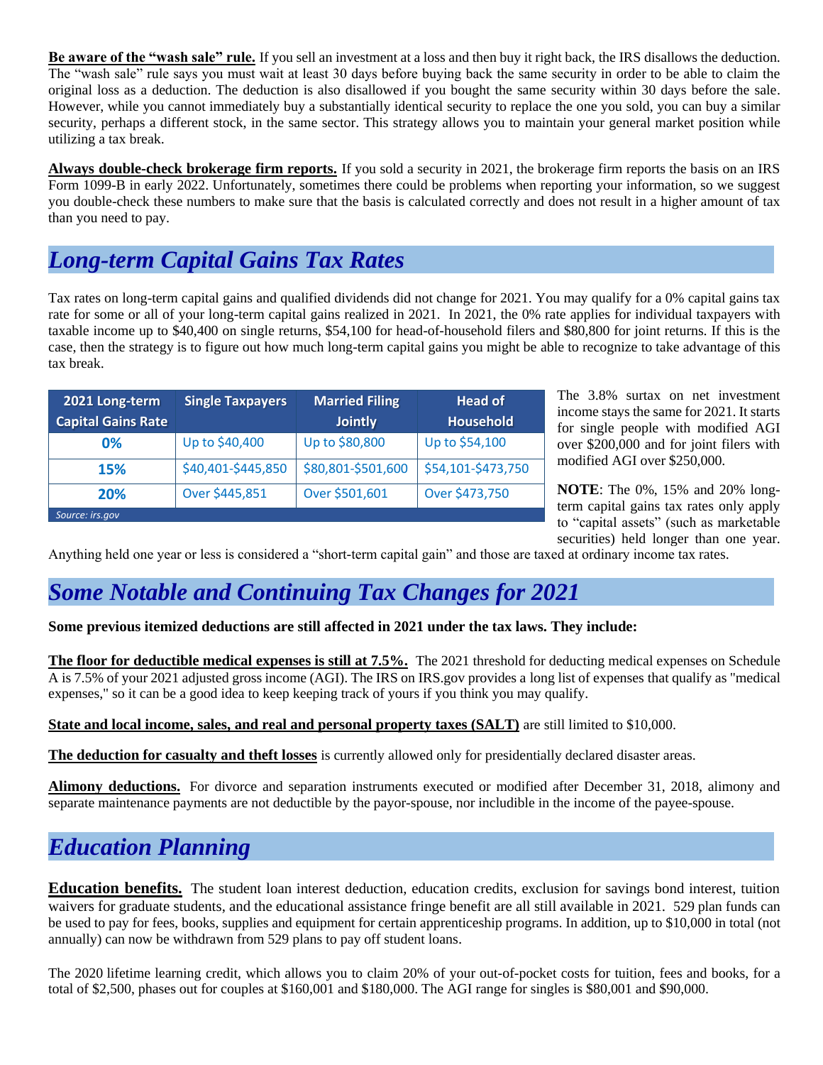**Be aware of the "wash sale" rule.** If you sell an investment at a loss and then buy it right back, the IRS disallows the deduction. The "wash sale" rule says you must wait at least 30 days before buying back the same security in order to be able to claim the original loss as a deduction. The deduction is also disallowed if you bought the same security within 30 days before the sale. However, while you cannot immediately buy a substantially identical security to replace the one you sold, you can buy a similar security, perhaps a different stock, in the same sector. This strategy allows you to maintain your general market position while utilizing a tax break.

**Always double-check brokerage firm reports.** If you sold a security in 2021, the brokerage firm reports the basis on an IRS Form 1099-B in early 2022. Unfortunately, sometimes there could be problems when reporting your information, so we suggest you double-check these numbers to make sure that the basis is calculated correctly and does not result in a higher amount of tax than you need to pay.

## *Long-term Capital Gains Tax Rates*

Tax rates on long-term capital gains and qualified dividends did not change for 2021. You may qualify for a 0% capital gains tax rate for some or all of your long-term capital gains realized in 2021. In 2021, the 0% rate applies for individual taxpayers with taxable income up to $40,400 on single returns, $54,100 for head-of-household filers and $80,800 for joint returns. If this is the case, then the strategy is to figure out how much long-term capital gains you might be able to recognize to take advantage of this tax break.

| 2021 Long-term Capital Gains Rate | Single Taxpayers | Married Filing Jointly | Head of Household |
|---|---|---|---|
| 0% | Up to $40,400 | Up to $80,800 | Up to $54,100 |
| 15% | $40,401-$445,850 | $80,801-$501,600 | $54,101-$473,750 |
| 20% | Over $445,851 | Over $501,601 | Over $473,750 |

*Source: irs.gov*

The 3.8% surtax on net investment income stays the same for 2021. It starts for single people with modified AGI over $200,000 and for joint filers with modified AGI over $250,000.

**NOTE**: The 0%, 15% and 20% long-term capital gains tax rates only apply to "capital assets" (such as marketable securities) held longer than one year. Anything held one year or less is considered a "short-term capital gain" and those are taxed at ordinary income tax rates.

## *Some Notable and Continuing Tax Changes for 2021*

**Some previous itemized deductions are still affected in 2021 under the tax laws. They include:**

**The floor for deductible medical expenses is still at 7.5%.** The 2021 threshold for deducting medical expenses on Schedule A is 7.5% of your 2021 adjusted gross income (AGI). The IRS on IRS.gov provides a long list of expenses that qualify as "medical expenses," so it can be a good idea to keep keeping track of yours if you think you may qualify.

**State and local income, sales, and real and personal property taxes (SALT)** are still limited to $10,000.

**The deduction for casualty and theft losses** is currently allowed only for presidentially declared disaster areas.

**Alimony deductions.** For divorce and separation instruments executed or modified after December 31, 2018, alimony and separate maintenance payments are not deductible by the payor-spouse, nor includible in the income of the payee-spouse.

## *Education Planning*

**Education benefits.** The student loan interest deduction, education credits, exclusion for savings bond interest, tuition waivers for graduate students, and the educational assistance fringe benefit are all still available in 2021. 529 plan funds can be used to pay for fees, books, supplies and equipment for certain apprenticeship programs. In addition, up to $10,000 in total (not annually) can now be withdrawn from 529 plans to pay off student loans.

The 2020 lifetime learning credit, which allows you to claim 20% of your out-of-pocket costs for tuition, fees and books, for a total of $2,500, phases out for couples at $160,001 and $180,000. The AGI range for singles is $80,001 and $90,000.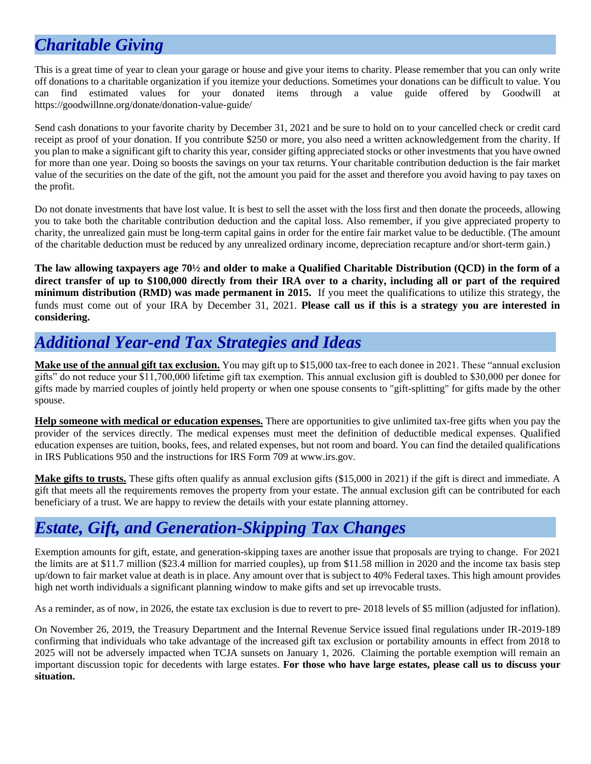## *Charitable Giving*

This is a great time of year to clean your garage or house and give your items to charity. Please remember that you can only write off donations to a charitable organization if you itemize your deductions. Sometimes your donations can be difficult to value. You can find estimated values for your donated items through a value guide offered by Goodwill at https://goodwillnne.org/donate/donation-value-guide/

Send cash donations to your favorite charity by December 31, 2021 and be sure to hold on to your cancelled check or credit card receipt as proof of your donation. If you contribute $250 or more, you also need a written acknowledgement from the charity. If you plan to make a significant gift to charity this year, consider gifting appreciated stocks or other investments that you have owned for more than one year. Doing so boosts the savings on your tax returns. Your charitable contribution deduction is the fair market value of the securities on the date of the gift, not the amount you paid for the asset and therefore you avoid having to pay taxes on the profit.

Do not donate investments that have lost value. It is best to sell the asset with the loss first and then donate the proceeds, allowing you to take both the charitable contribution deduction and the capital loss. Also remember, if you give appreciated property to charity, the unrealized gain must be long-term capital gains in order for the entire fair market value to be deductible. (The amount of the charitable deduction must be reduced by any unrealized ordinary income, depreciation recapture and/or short-term gain.)

**The law allowing taxpayers age 70½ and older to make a Qualified Charitable Distribution (QCD) in the form of a direct transfer of up to $100,000 directly from their IRA over to a charity, including all or part of the required minimum distribution (RMD) was made permanent in 2015.** If you meet the qualifications to utilize this strategy, the funds must come out of your IRA by December 31, 2021. **Please call us if this is a strategy you are interested in considering.**

## *Additional Year-end Tax Strategies and Ideas*

**Make use of the annual gift tax exclusion.** You may gift up to $15,000 tax-free to each donee in 2021. These "annual exclusion gifts" do not reduce your $11,700,000 lifetime gift tax exemption. This annual exclusion gift is doubled to $30,000 per donee for gifts made by married couples of jointly held property or when one spouse consents to "gift-splitting" for gifts made by the other spouse.

**Help someone with medical or education expenses.** There are opportunities to give unlimited tax-free gifts when you pay the provider of the services directly. The medical expenses must meet the definition of deductible medical expenses. Qualified education expenses are tuition, books, fees, and related expenses, but not room and board. You can find the detailed qualifications in IRS Publications 950 and the instructions for IRS Form 709 at www.irs.gov.

**Make gifts to trusts.** These gifts often qualify as annual exclusion gifts ($15,000 in 2021) if the gift is direct and immediate. A gift that meets all the requirements removes the property from your estate. The annual exclusion gift can be contributed for each beneficiary of a trust. We are happy to review the details with your estate planning attorney.

## *Estate, Gift, and Generation-Skipping Tax Changes*

Exemption amounts for gift, estate, and generation-skipping taxes are another issue that proposals are trying to change. For 2021 the limits are at $11.7 million ($23.4 million for married couples), up from $11.58 million in 2020 and the income tax basis step up/down to fair market value at death is in place. Any amount over that is subject to 40% Federal taxes. This high amount provides high net worth individuals a significant planning window to make gifts and set up irrevocable trusts.

As a reminder, as of now, in 2026, the estate tax exclusion is due to revert to pre- 2018 levels of $5 million (adjusted for inflation).

On November 26, 2019, the Treasury Department and the Internal Revenue Service issued final regulations under IR-2019-189 confirming that individuals who take advantage of the increased gift tax exclusion or portability amounts in effect from 2018 to 2025 will not be adversely impacted when TCJA sunsets on January 1, 2026. Claiming the portable exemption will remain an important discussion topic for decedents with large estates. **For those who have large estates, please call us to discuss your situation.**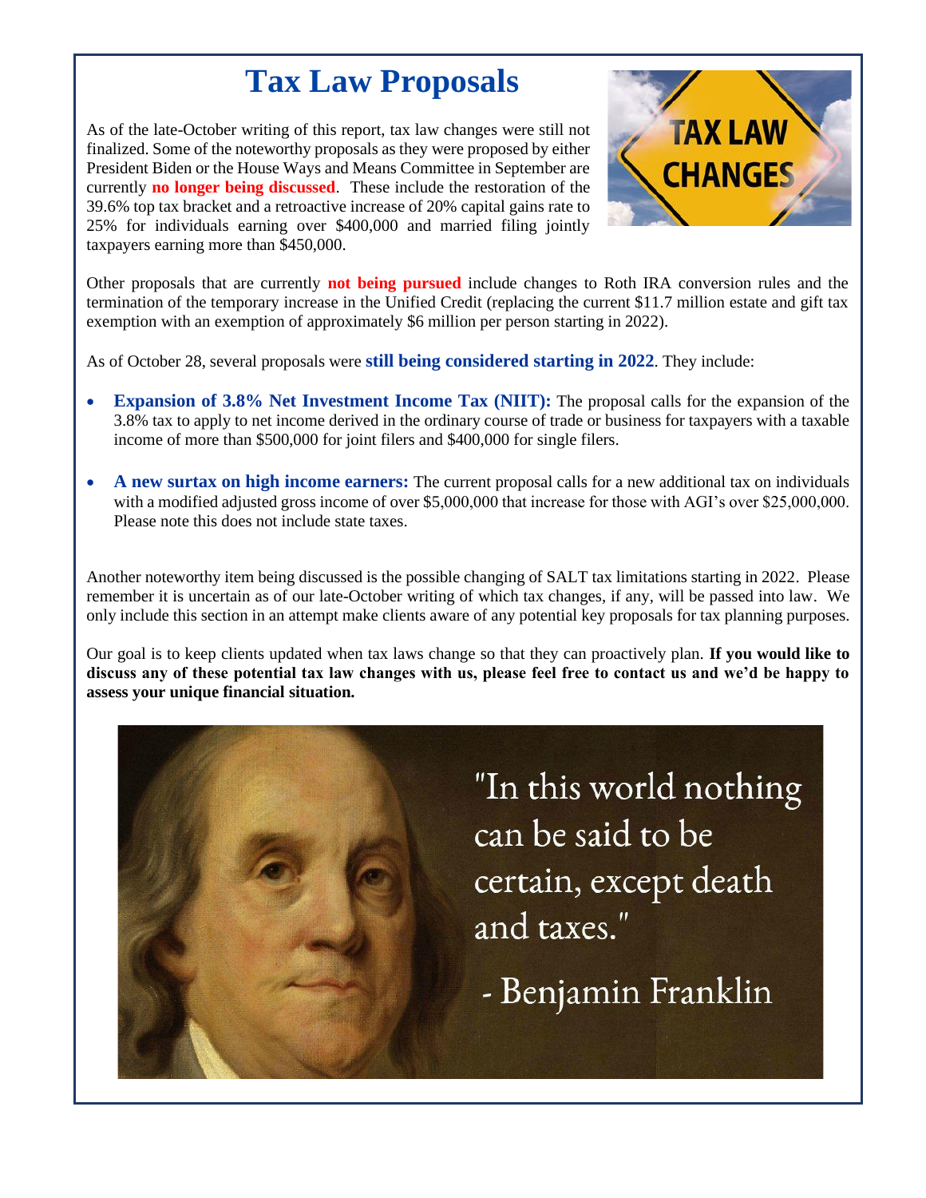# Tax Law Proposals

As of the late-October writing of this report, tax law changes were still not finalized. Some of the noteworthy proposals as they were proposed by either President Biden or the House Ways and Means Committee in September are currently **no longer being discussed**. These include the restoration of the 39.6% top tax bracket and a retroactive increase of 20% capital gains rate to 25% for individuals earning over $400,000 and married filing jointly taxpayers earning more than $450,000.

Other proposals that are currently **not being pursued** include changes to Roth IRA conversion rules and the termination of the temporary increase in the Unified Credit (replacing the current $11.7 million estate and gift tax exemption with an exemption of approximately $6 million per person starting in 2022).

As of October 28, several proposals were **still being considered starting in 2022**. They include:

- **Expansion of 3.8% Net Investment Income Tax (NIIT):** The proposal calls for the expansion of the 3.8% tax to apply to net income derived in the ordinary course of trade or business for taxpayers with a taxable income of more than $500,000 for joint filers and $400,000 for single filers.
- **A new surtax on high income earners:** The current proposal calls for a new additional tax on individuals with a modified adjusted gross income of over $5,000,000 that increase for those with AGI's over $25,000,000. Please note this does not include state taxes.

Another noteworthy item being discussed is the possible changing of SALT tax limitations starting in 2022. Please remember it is uncertain as of our late-October writing of which tax changes, if any, will be passed into law. We only include this section in an attempt make clients aware of any potential key proposals for tax planning purposes.

Our goal is to keep clients updated when tax laws change so that they can proactively plan. **If you would like to discuss any of these potential tax law changes with us, please feel free to contact us and we'd be happy to assess your unique financial situation.**

"In this world nothing can be said to be certain, except death and taxes."

- Benjamin Franklin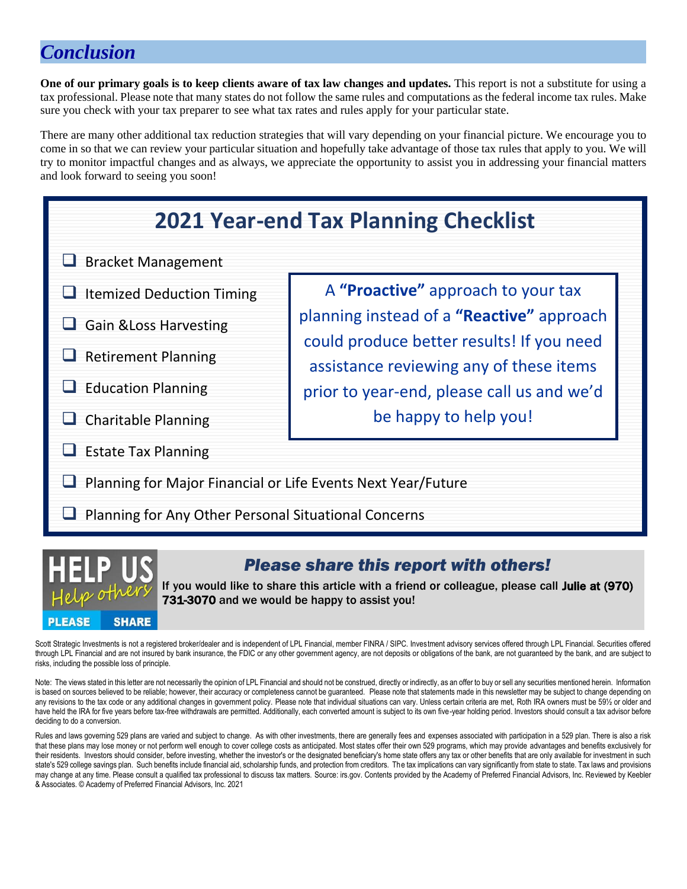## *Conclusion*

**One of our primary goals is to keep clients aware of tax law changes and updates.** This report is not a substitute for using a tax professional. Please note that many states do not follow the same rules and computations as the federal income tax rules. Make sure you check with your tax preparer to see what tax rates and rules apply for your particular state.

There are many other additional tax reduction strategies that will vary depending on your financial picture. We encourage you to come in so that we can review your particular situation and hopefully take advantage of those tax rules that apply to you. We will try to monitor impactful changes and as always, we appreciate the opportunity to assist you in addressing your financial matters and look forward to seeing you soon!

## 2021 Year-end Tax Planning Checklist

- ❑ Bracket Management
- ❑ Itemized Deduction Timing
- ❑ Gain &Loss Harvesting
- ❑ Retirement Planning
- ❑ Education Planning
- ❑ Charitable Planning
- ❑ Estate Tax Planning
- ❑ Planning for Major Financial or Life Events Next Year/Future
- ❑ Planning for Any Other Personal Situational Concerns

A **"Proactive"** approach to your tax planning instead of a **"Reactive"** approach could produce better results! If you need assistance reviewing any of these items prior to year-end, please call us and we'd be happy to help you!

HELP US Help others PLEASE SHARE

### *Please share this report with others!*

If you would like to share this article with a friend or colleague, please call **Julie at (970) 731-3070** and we would be happy to assist you!

Scott Strategic Investments is not a registered broker/dealer and is independent of LPL Financial, member FINRA / SIPC. Investment advisory services offered through LPL Financial. Securities offered through LPL Financial and are not insured by bank insurance, the FDIC or any other government agency, are not deposits or obligations of the bank, are not guaranteed by the bank, and are subject to risks, including the possible loss of principle.

Note: The views stated in this letter are not necessarily the opinion of LPL Financial and should not be construed, directly or indirectly, as an offer to buy or sell any securities mentioned herein. Information is based on sources believed to be reliable; however, their accuracy or completeness cannot be guaranteed. Please note that statements made in this newsletter may be subject to change depending on any revisions to the tax code or any additional changes in government policy. Please note that individual situations can vary. Unless certain criteria are met, Roth IRA owners must be 59½ or older and have held the IRA for five years before tax-free withdrawals are permitted. Additionally, each converted amount is subject to its own five-year holding period. Investors should consult a tax advisor before deciding to do a conversion.

Rules and laws governing 529 plans are varied and subject to change. As with other investments, there are generally fees and expenses associated with participation in a 529 plan. There is also a risk that these plans may lose money or not perform well enough to cover college costs as anticipated. Most states offer their own 529 programs, which may provide advantages and benefits exclusively for their residents. Investors should consider, before investing, whether the investor's or the designated beneficiary's home state offers any tax or other benefits that are only available for investment in such state's 529 college savings plan. Such benefits include financial aid, scholarship funds, and protection from creditors. The tax implications can vary significantly from state to state. Tax laws and provisions may change at any time. Please consult a qualified tax professional to discuss tax matters. Source: irs.gov. Contents provided by the Academy of Preferred Financial Advisors, Inc. Reviewed by Keebler & Associates. © Academy of Preferred Financial Advisors, Inc. 2021